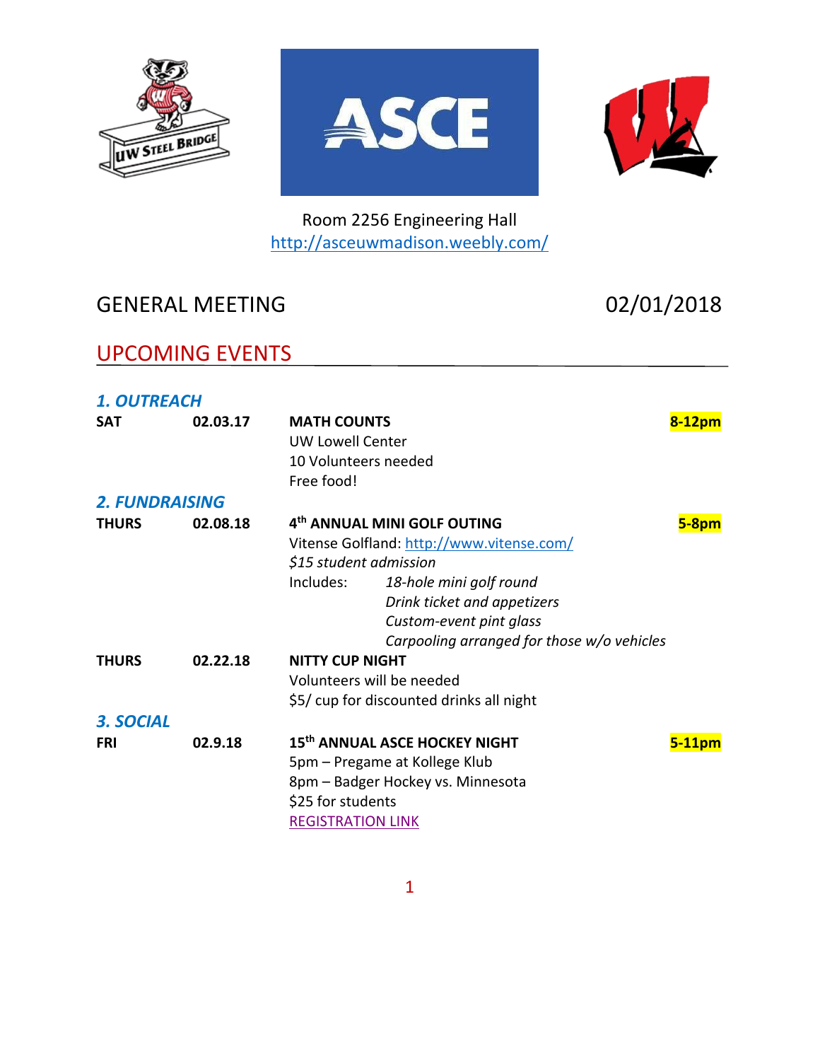Room 2256 Engineering Hall
[http://asceuwmadison.weebly.com/](http://asceuwmadison.weebly.com/)

# GENERAL MEETING 02/01/2018

## UPCOMING EVENTS

### *1. OUTREACH*

**SAT** **02.03.17** **MATH COUNTS** **8-12pm**
UW Lowell Center
10 Volunteers needed
Free food!

### *2. FUNDRAISING*

**THURS** **02.08.18** **4th ANNUAL MINI GOLF OUTING** **5-8pm**
Vitense Golfland: [http://www.vitense.com/](http://www.vitense.com/)
*$15 student admission*
Includes:
- *18-hole mini golf round*
- *Drink ticket and appetizers*
- *Custom-event pint glass*
- *Carpooling arranged for those w/o vehicles*

**THURS** **02.22.18** **NITTY CUP NIGHT**
Volunteers will be needed
$5/ cup for discounted drinks all night

### *3. SOCIAL*

**FRI** **02.9.18** **15th ANNUAL ASCE HOCKEY NIGHT** **5-11pm**
5pm – Pregame at Kollege Klub
8pm – Badger Hockey vs. Minnesota
$25 for students
REGISTRATION LINK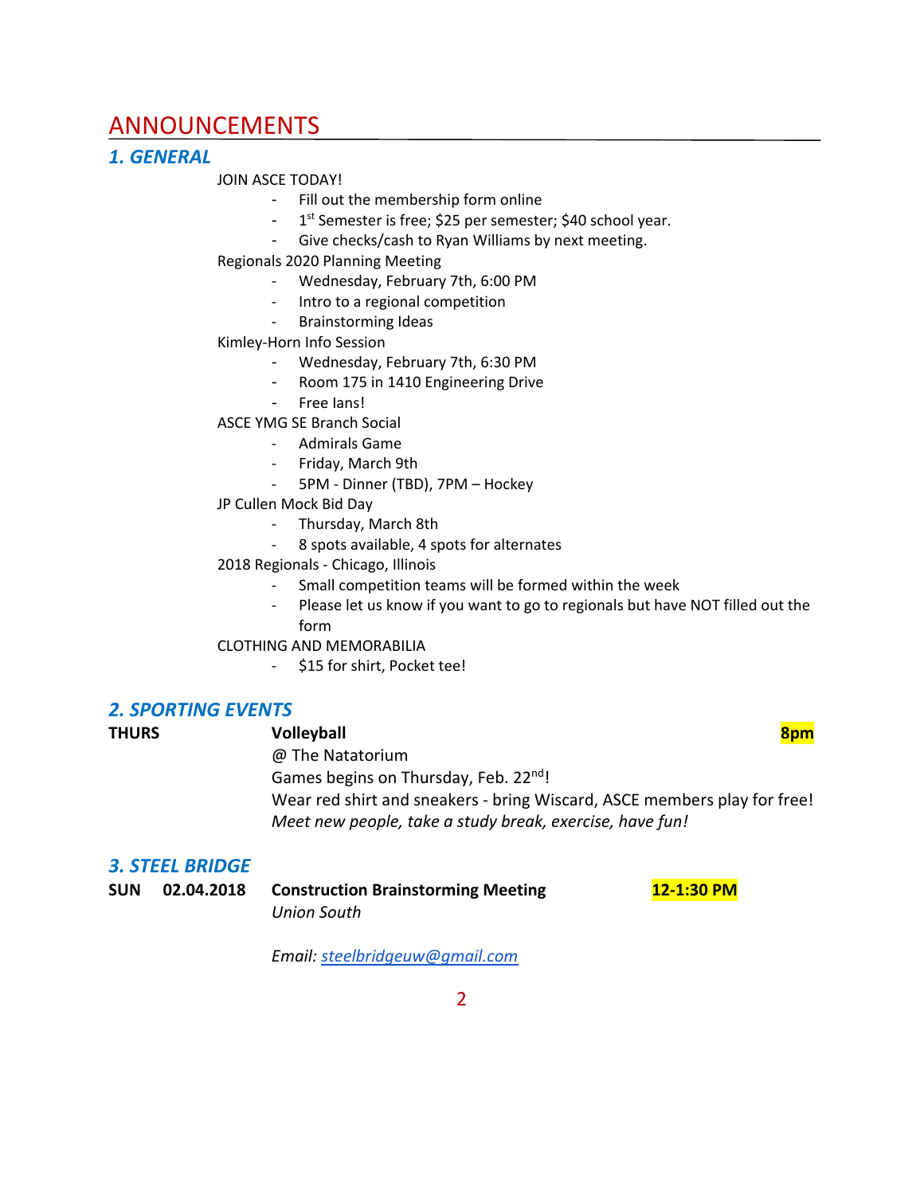# ANNOUNCEMENTS

## 1. GENERAL

JOIN ASCE TODAY!

- Fill out the membership form online
- 1st Semester is free; $25 per semester; $40 school year.
- Give checks/cash to Ryan Williams by next meeting.

Regionals 2020 Planning Meeting

- Wednesday, February 7th, 6:00 PM
- Intro to a regional competition
- Brainstorming Ideas

Kimley-Horn Info Session

- Wednesday, February 7th, 6:30 PM
- Room 175 in 1410 Engineering Drive
- Free Ians!

ASCE YMG SE Branch Social

- Admirals Game
- Friday, March 9th
- 5PM - Dinner (TBD), 7PM – Hockey

JP Cullen Mock Bid Day

- Thursday, March 8th
- 8 spots available, 4 spots for alternates

2018 Regionals - Chicago, Illinois

- Small competition teams will be formed within the week
- Please let us know if you want to go to regionals but have NOT filled out the form

CLOTHING AND MEMORABILIA

- $15 for shirt, Pocket tee!

## 2. SPORTING EVENTS

**THURS** **Volleyball** **8pm**

@ The Natatorium

Games begins on Thursday, Feb. 22nd!

Wear red shirt and sneakers - bring Wiscard, ASCE members play for free!

*Meet new people, take a study break, exercise, have fun!*

## 3. STEEL BRIDGE

**SUN 02.04.2018** **Construction Brainstorming Meeting** **12-1:30 PM**

*Union South*

*Email: steelbridgeuw@gmail.com*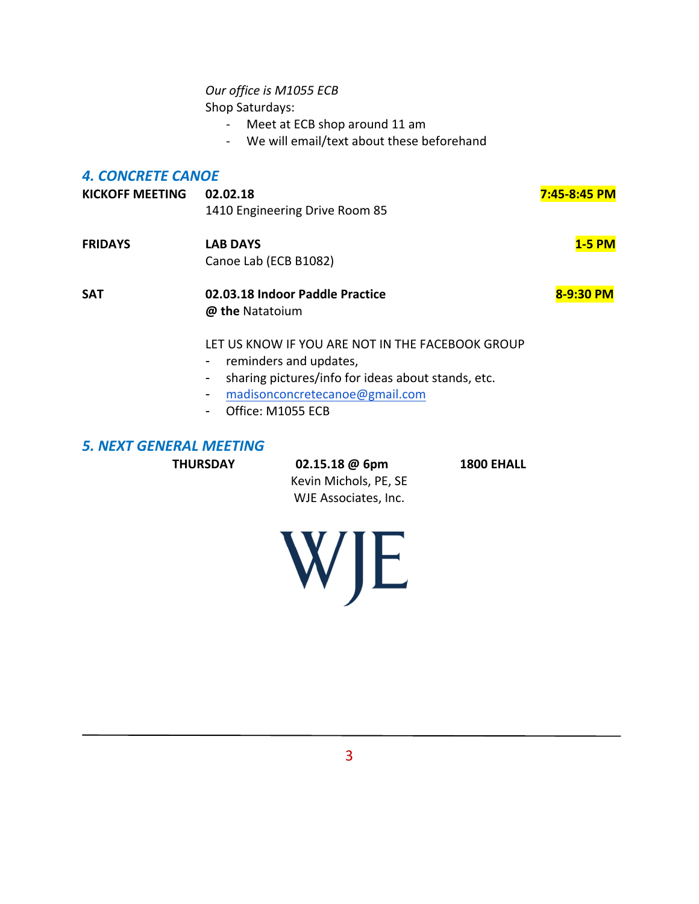*Our office is M1055 ECB*

Shop Saturdays:

- Meet at ECB shop around 11 am
- We will email/text about these beforehand

### *4. CONCRETE CANOE*

| | | |
|---|---|---|
| **KICKOFF MEETING** | **02.02.18**<br>1410 Engineering Drive Room 85 | **7:45-8:45 PM** |
| **FRIDAYS** | **LAB DAYS**<br>Canoe Lab (ECB B1082) | **1-5 PM** |
| **SAT** | **02.03.18 Indoor Paddle Practice**<br>**@ the** Natatoium | **8-9:30 PM** |

LET US KNOW IF YOU ARE NOT IN THE FACEBOOK GROUP

- reminders and updates,
- sharing pictures/info for ideas about stands, etc.
- madisonconcretecanoe@gmail.com
- Office: M1055 ECB

### *5. NEXT GENERAL MEETING*

**THURSDAY** **02.15.18 @ 6pm** **1800 EHALL**

Kevin Michols, PE, SE
WJE Associates, Inc.

WJE